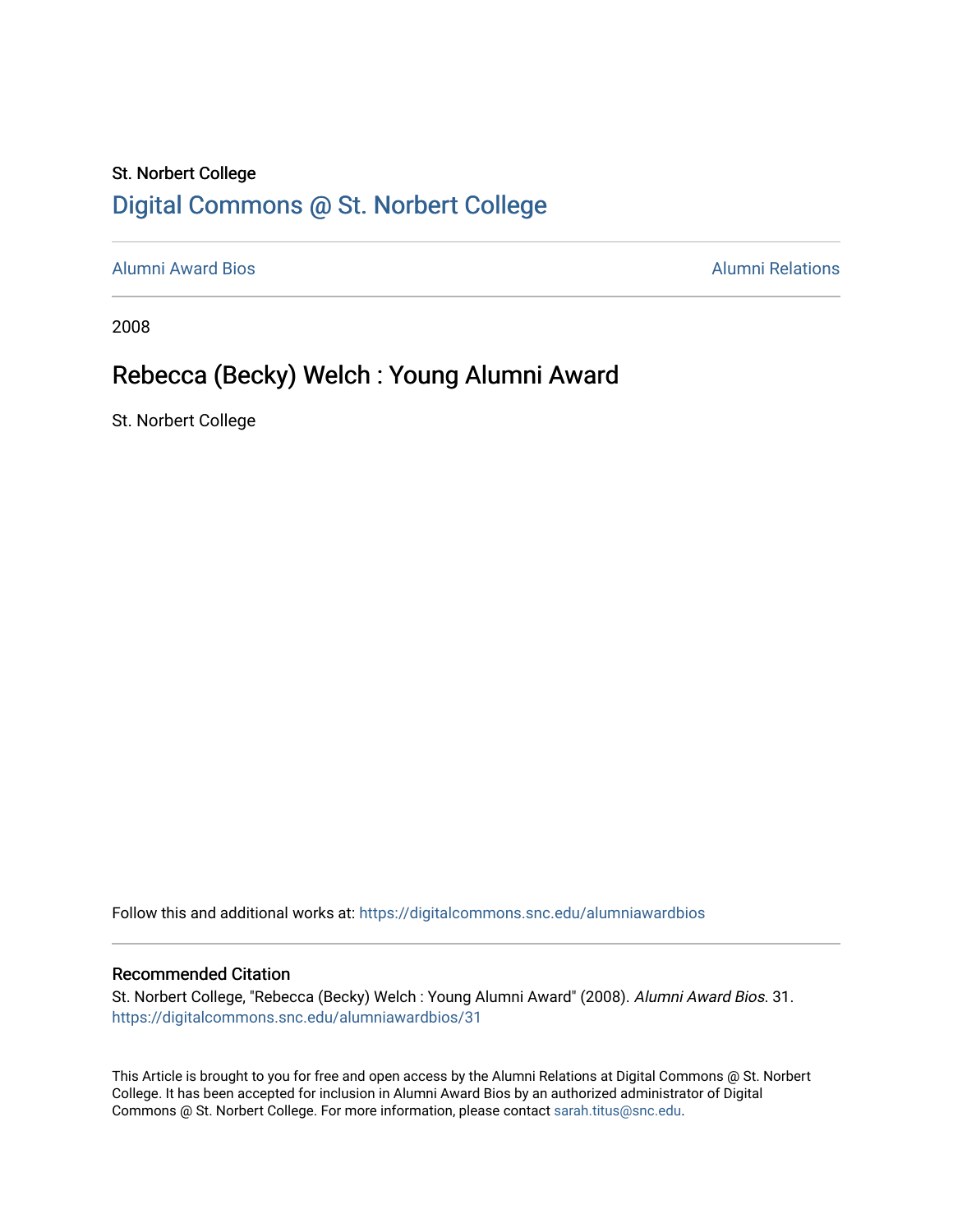St. Norbert College

# Digital Commons @ St. Norbert College

Alumni Award Bios

Alumni Relations

2008

## Rebecca (Becky) Welch : Young Alumni Award

St. Norbert College

Follow this and additional works at: https://digitalcommons.snc.edu/alumniawardbios

### Recommended Citation

St. Norbert College, "Rebecca (Becky) Welch : Young Alumni Award" (2008). *Alumni Award Bios*. 31.
https://digitalcommons.snc.edu/alumniawardbios/31

This Article is brought to you for free and open access by the Alumni Relations at Digital Commons @ St. Norbert College. It has been accepted for inclusion in Alumni Award Bios by an authorized administrator of Digital Commons @ St. Norbert College. For more information, please contact sarah.titus@snc.edu.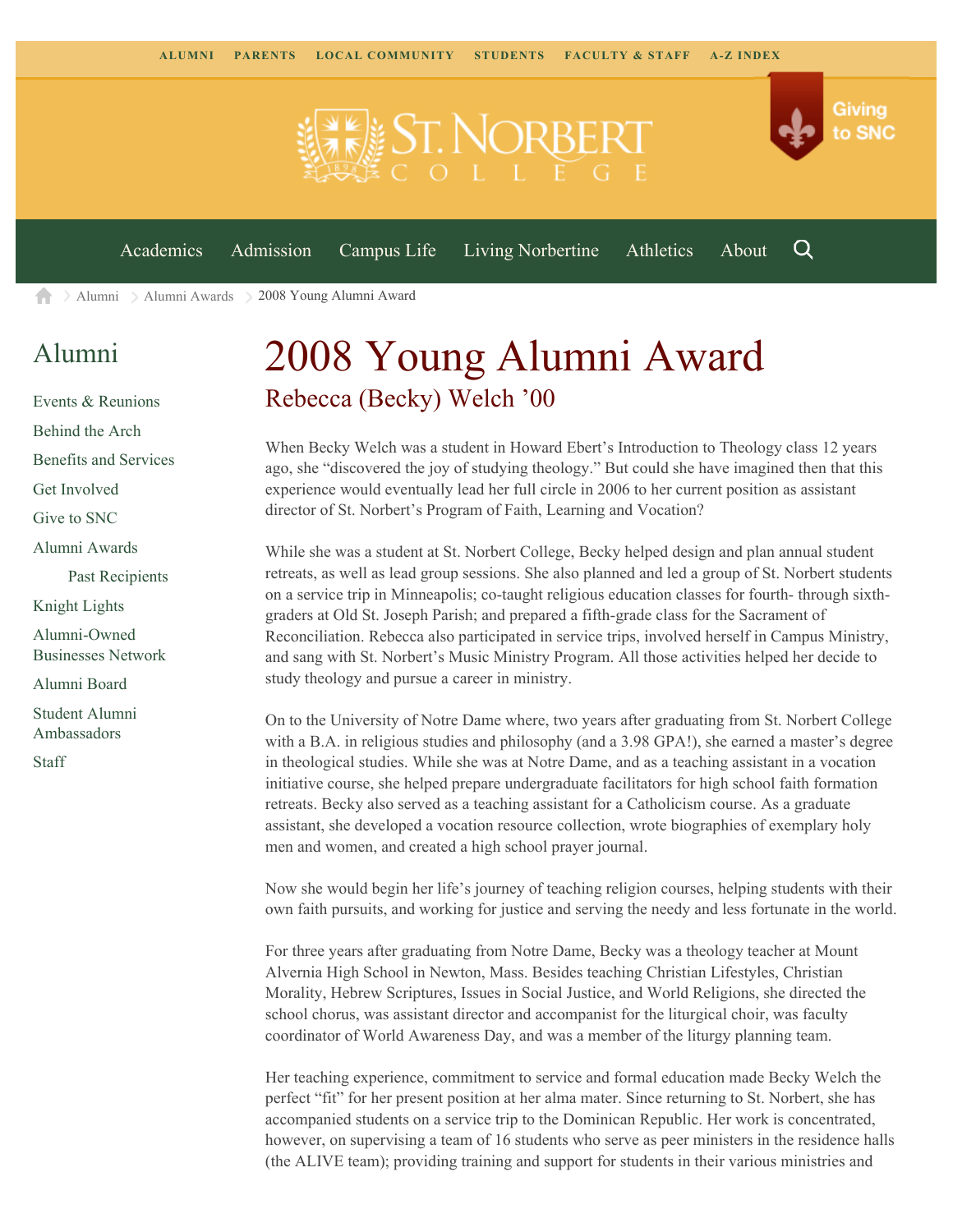ALUMNI PARENTS LOCAL COMMUNITY STUDENTS FACULTY & STAFF A-Z INDEX

Academics Admission Campus Life Living Norbertine Athletics About

Alumni > Alumni Awards > 2008 Young Alumni Award

## Alumni

- Events & Reunions
- Behind the Arch
- Benefits and Services
- Get Involved
- Give to SNC
- Alumni Awards
  - Past Recipients
- Knight Lights
- Alumni-Owned Businesses Network
- Alumni Board
- Student Alumni Ambassadors
- Staff

# 2008 Young Alumni Award

## Rebecca (Becky) Welch ’00

When Becky Welch was a student in Howard Ebert’s Introduction to Theology class 12 years ago, she “discovered the joy of studying theology.” But could she have imagined then that this experience would eventually lead her full circle in 2006 to her current position as assistant director of St. Norbert’s Program of Faith, Learning and Vocation?

While she was a student at St. Norbert College, Becky helped design and plan annual student retreats, as well as lead group sessions. She also planned and led a group of St. Norbert students on a service trip in Minneapolis; co-taught religious education classes for fourth- through sixth-graders at Old St. Joseph Parish; and prepared a fifth-grade class for the Sacrament of Reconciliation. Rebecca also participated in service trips, involved herself in Campus Ministry, and sang with St. Norbert’s Music Ministry Program. All those activities helped her decide to study theology and pursue a career in ministry.

On to the University of Notre Dame where, two years after graduating from St. Norbert College with a B.A. in religious studies and philosophy (and a 3.98 GPA!), she earned a master’s degree in theological studies. While she was at Notre Dame, and as a teaching assistant in a vocation initiative course, she helped prepare undergraduate facilitators for high school faith formation retreats. Becky also served as a teaching assistant for a Catholicism course. As a graduate assistant, she developed a vocation resource collection, wrote biographies of exemplary holy men and women, and created a high school prayer journal.

Now she would begin her life’s journey of teaching religion courses, helping students with their own faith pursuits, and working for justice and serving the needy and less fortunate in the world.

For three years after graduating from Notre Dame, Becky was a theology teacher at Mount Alvernia High School in Newton, Mass. Besides teaching Christian Lifestyles, Christian Morality, Hebrew Scriptures, Issues in Social Justice, and World Religions, she directed the school chorus, was assistant director and accompanist for the liturgical choir, was faculty coordinator of World Awareness Day, and was a member of the liturgy planning team.

Her teaching experience, commitment to service and formal education made Becky Welch the perfect “fit” for her present position at her alma mater. Since returning to St. Norbert, she has accompanied students on a service trip to the Dominican Republic. Her work is concentrated, however, on supervising a team of 16 students who serve as peer ministers in the residence halls (the ALIVE team); providing training and support for students in their various ministries and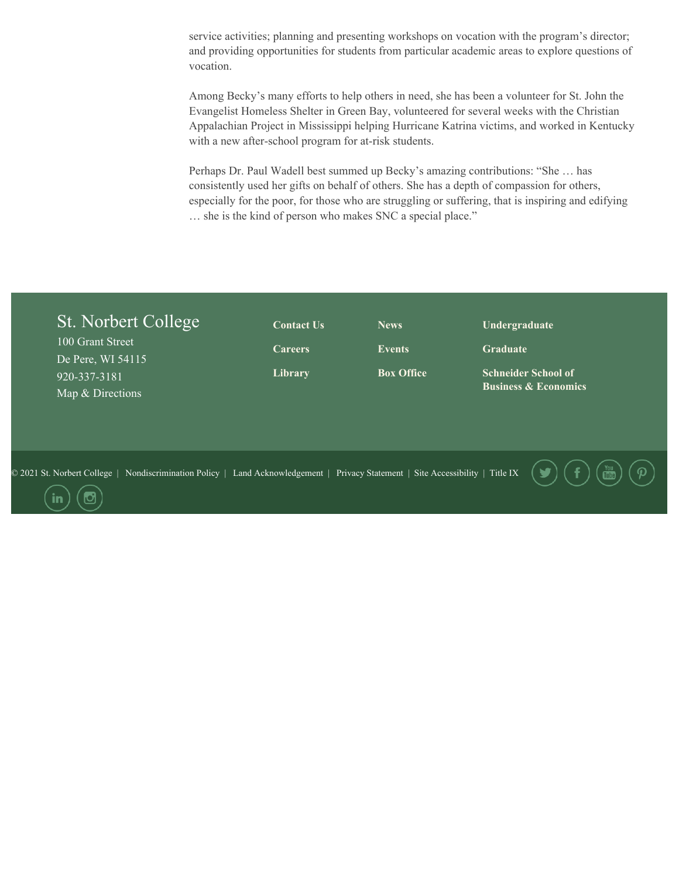service activities; planning and presenting workshops on vocation with the program's director; and providing opportunities for students from particular academic areas to explore questions of vocation.

Among Becky's many efforts to help others in need, she has been a volunteer for St. John the Evangelist Homeless Shelter in Green Bay, volunteered for several weeks with the Christian Appalachian Project in Mississippi helping Hurricane Katrina victims, and worked in Kentucky with a new after-school program for at-risk students.

Perhaps Dr. Paul Wadell best summed up Becky's amazing contributions: "She … has consistently used her gifts on behalf of others. She has a depth of compassion for others, especially for the poor, for those who are struggling or suffering, that is inspiring and edifying … she is the kind of person who makes SNC a special place."

St. Norbert College
100 Grant Street
De Pere, WI 54115
920-337-3181
Map & Directions

**Contact Us**
**Careers**
**Library**
**News**
**Events**
**Box Office**
**Undergraduate**
**Graduate**
**Schneider School of Business & Economics**

© 2021 St. Norbert College | Nondiscrimination Policy | Land Acknowledgement | Privacy Statement | Site Accessibility | Title IX